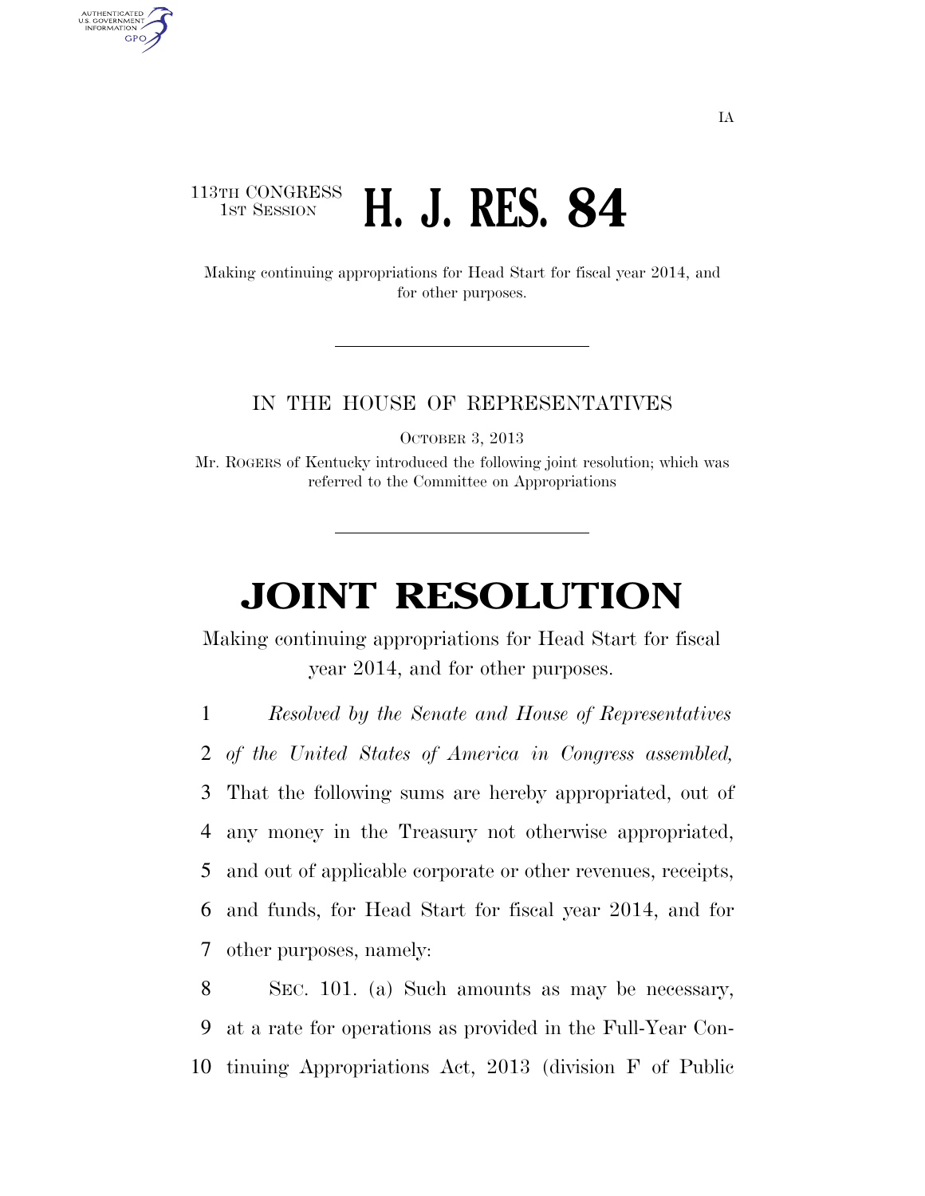IA

113TH CONGRESS
1ST SESSION

# H. J. RES. 84

Making continuing appropriations for Head Start for fiscal year 2014, and for other purposes.

IN THE HOUSE OF REPRESENTATIVES

OCTOBER 3, 2013

Mr. ROGERS of Kentucky introduced the following joint resolution; which was referred to the Committee on Appropriations

# JOINT RESOLUTION

Making continuing appropriations for Head Start for fiscal year 2014, and for other purposes.

1 *Resolved by the Senate and House of Representatives*
2 *of the United States of America in Congress assembled,*
3 That the following sums are hereby appropriated, out of
4 any money in the Treasury not otherwise appropriated,
5 and out of applicable corporate or other revenues, receipts,
6 and funds, for Head Start for fiscal year 2014, and for
7 other purposes, namely:

8 SEC. 101. (a) Such amounts as may be necessary,
9 at a rate for operations as provided in the Full-Year Con-
10 tinuing Appropriations Act, 2013 (division F of Public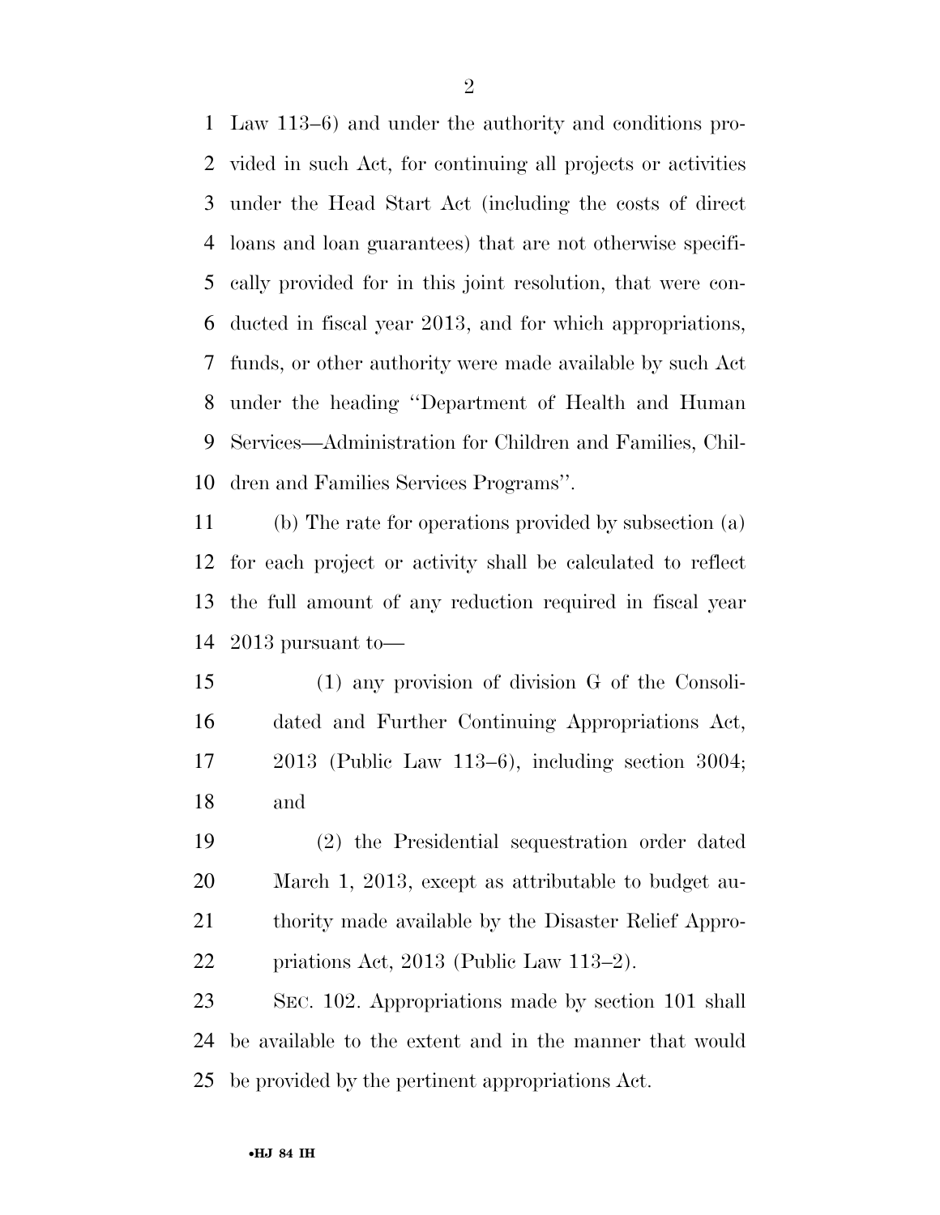Law 113–6) and under the authority and conditions provided in such Act, for continuing all projects or activities under the Head Start Act (including the costs of direct loans and loan guarantees) that are not otherwise specifically provided for in this joint resolution, that were conducted in fiscal year 2013, and for which appropriations, funds, or other authority were made available by such Act under the heading ''Department of Health and Human Services—Administration for Children and Families, Children and Families Services Programs''.

(b) The rate for operations provided by subsection (a) for each project or activity shall be calculated to reflect the full amount of any reduction required in fiscal year 2013 pursuant to—

(1) any provision of division G of the Consolidated and Further Continuing Appropriations Act, 2013 (Public Law 113–6), including section 3004; and

(2) the Presidential sequestration order dated March 1, 2013, except as attributable to budget authority made available by the Disaster Relief Appropriations Act, 2013 (Public Law 113–2).

SEC. 102. Appropriations made by section 101 shall be available to the extent and in the manner that would be provided by the pertinent appropriations Act.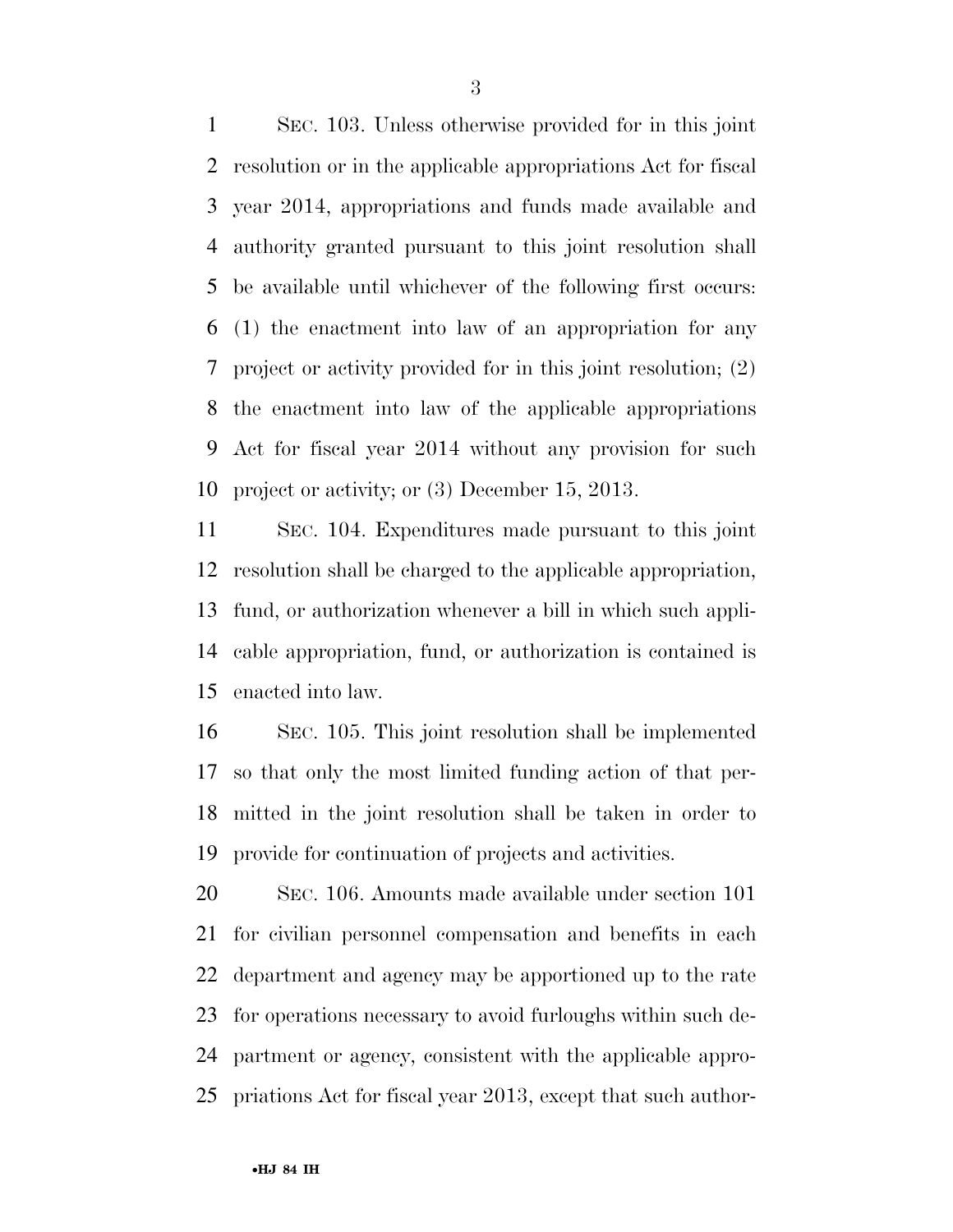SEC. 103. Unless otherwise provided for in this joint resolution or in the applicable appropriations Act for fiscal year 2014, appropriations and funds made available and authority granted pursuant to this joint resolution shall be available until whichever of the following first occurs: (1) the enactment into law of an appropriation for any project or activity provided for in this joint resolution; (2) the enactment into law of the applicable appropriations Act for fiscal year 2014 without any provision for such project or activity; or (3) December 15, 2013.

SEC. 104. Expenditures made pursuant to this joint resolution shall be charged to the applicable appropriation, fund, or authorization whenever a bill in which such applicable appropriation, fund, or authorization is contained is enacted into law.

SEC. 105. This joint resolution shall be implemented so that only the most limited funding action of that permitted in the joint resolution shall be taken in order to provide for continuation of projects and activities.

SEC. 106. Amounts made available under section 101 for civilian personnel compensation and benefits in each department and agency may be apportioned up to the rate for operations necessary to avoid furloughs within such department or agency, consistent with the applicable appropriations Act for fiscal year 2013, except that such author-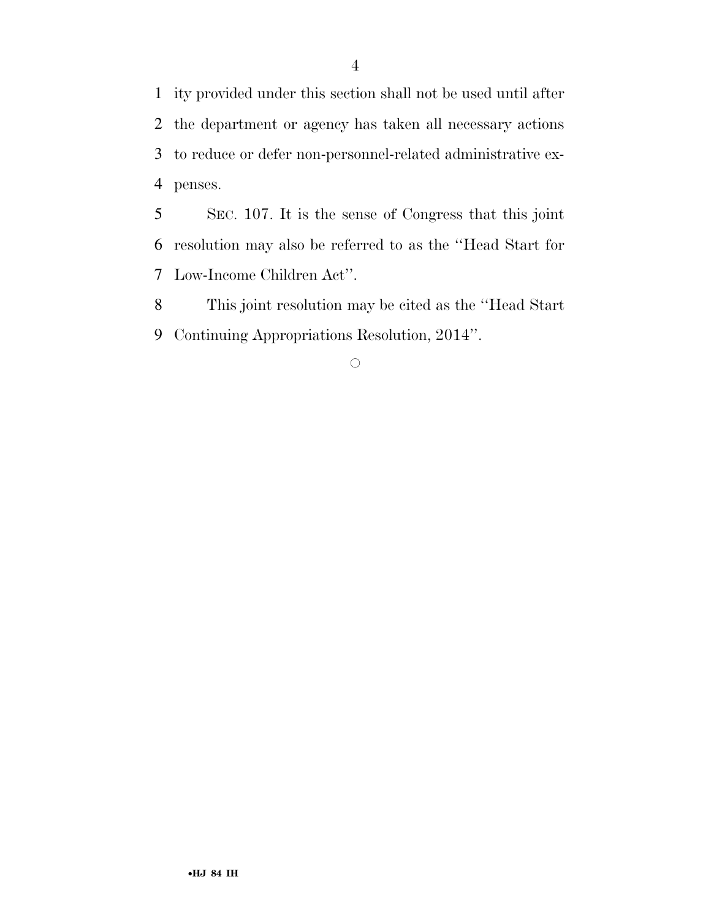ity provided under this section shall not be used until after the department or agency has taken all necessary actions to reduce or defer non-personnel-related administrative expenses.

SEC. 107. It is the sense of Congress that this joint resolution may also be referred to as the ''Head Start for Low-Income Children Act''.

This joint resolution may be cited as the ''Head Start Continuing Appropriations Resolution, 2014''.

○